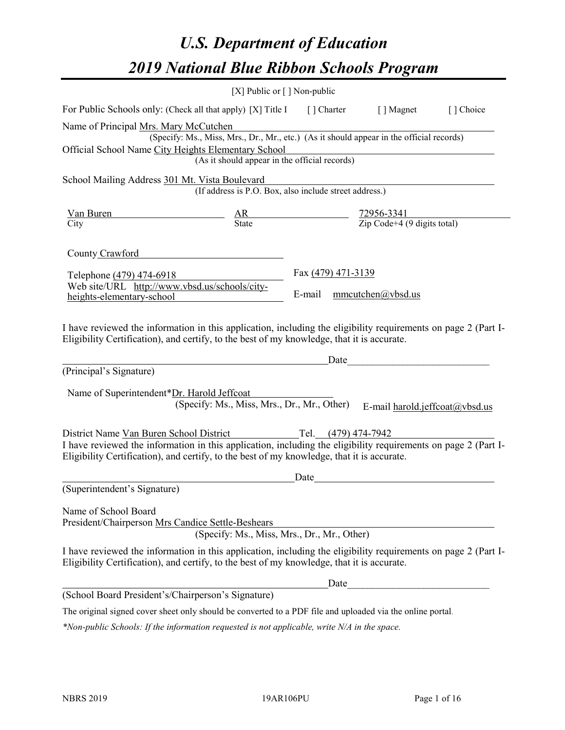# U.S. Department of Education

# 2019 National Blue Ribbon Schools Program

[X] Public or [ ] Non-public

For Public Schools only: (Check all that apply) [X] Title I [ ] Charter [ ] Magnet [ ] Choice

Name of Principal Mrs. Mary McCutchen
(Specify: Ms., Miss, Mrs., Dr., Mr., etc.) (As it should appear in the official records)

Official School Name City Heights Elementary School
(As it should appear in the official records)

School Mailing Address 301 Mt. Vista Boulevard
(If address is P.O. Box, also include street address.)

| Van Buren | AR | 72956-3341 |
|---|---|---|
| City | State | Zip Code+4 (9 digits total) |

County Crawford

Telephone (479) 474-6918

Fax (479) 471-3139

Web site/URL http://www.vbsd.us/schools/city-heights-elementary-school

E-mail mmcutchen@vbsd.us

I have reviewed the information in this application, including the eligibility requirements on page 2 (Part I-Eligibility Certification), and certify, to the best of my knowledge, that it is accurate.

_______________________________________________ Date___________________________

(Principal's Signature)

Name of Superintendent*Dr. Harold Jeffcoat
(Specify: Ms., Miss, Mrs., Dr., Mr., Other) E-mail harold.jeffcoat@vbsd.us

District Name Van Buren School District Tel. (479) 474-7942

I have reviewed the information in this application, including the eligibility requirements on page 2 (Part I-Eligibility Certification), and certify, to the best of my knowledge, that it is accurate.

_______________________________________________ Date___________________________

(Superintendent's Signature)

Name of School Board
President/Chairperson Mrs Candice Settle-Beshears
(Specify: Ms., Miss, Mrs., Dr., Mr., Other)

I have reviewed the information in this application, including the eligibility requirements on page 2 (Part I-Eligibility Certification), and certify, to the best of my knowledge, that it is accurate.

_______________________________________________ Date___________________________

(School Board President's/Chairperson's Signature)

The original signed cover sheet only should be converted to a PDF file and uploaded via the online portal.

*\*Non-public Schools: If the information requested is not applicable, write N/A in the space.*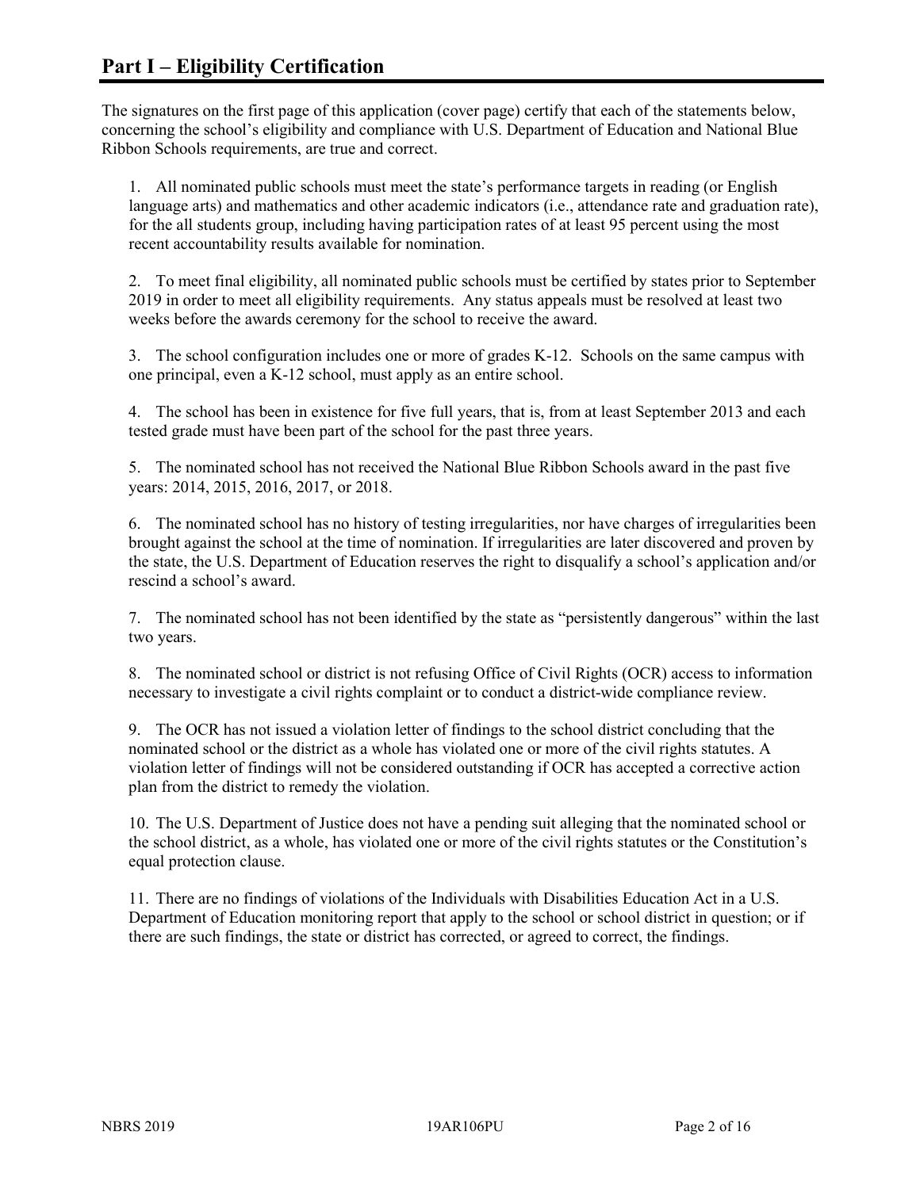# Part I – Eligibility Certification

The signatures on the first page of this application (cover page) certify that each of the statements below, concerning the school's eligibility and compliance with U.S. Department of Education and National Blue Ribbon Schools requirements, are true and correct.

1. All nominated public schools must meet the state's performance targets in reading (or English language arts) and mathematics and other academic indicators (i.e., attendance rate and graduation rate), for the all students group, including having participation rates of at least 95 percent using the most recent accountability results available for nomination.

2. To meet final eligibility, all nominated public schools must be certified by states prior to September 2019 in order to meet all eligibility requirements. Any status appeals must be resolved at least two weeks before the awards ceremony for the school to receive the award.

3. The school configuration includes one or more of grades K-12. Schools on the same campus with one principal, even a K-12 school, must apply as an entire school.

4. The school has been in existence for five full years, that is, from at least September 2013 and each tested grade must have been part of the school for the past three years.

5. The nominated school has not received the National Blue Ribbon Schools award in the past five years: 2014, 2015, 2016, 2017, or 2018.

6. The nominated school has no history of testing irregularities, nor have charges of irregularities been brought against the school at the time of nomination. If irregularities are later discovered and proven by the state, the U.S. Department of Education reserves the right to disqualify a school's application and/or rescind a school's award.

7. The nominated school has not been identified by the state as "persistently dangerous" within the last two years.

8. The nominated school or district is not refusing Office of Civil Rights (OCR) access to information necessary to investigate a civil rights complaint or to conduct a district-wide compliance review.

9. The OCR has not issued a violation letter of findings to the school district concluding that the nominated school or the district as a whole has violated one or more of the civil rights statutes. A violation letter of findings will not be considered outstanding if OCR has accepted a corrective action plan from the district to remedy the violation.

10. The U.S. Department of Justice does not have a pending suit alleging that the nominated school or the school district, as a whole, has violated one or more of the civil rights statutes or the Constitution's equal protection clause.

11. There are no findings of violations of the Individuals with Disabilities Education Act in a U.S. Department of Education monitoring report that apply to the school or school district in question; or if there are such findings, the state or district has corrected, or agreed to correct, the findings.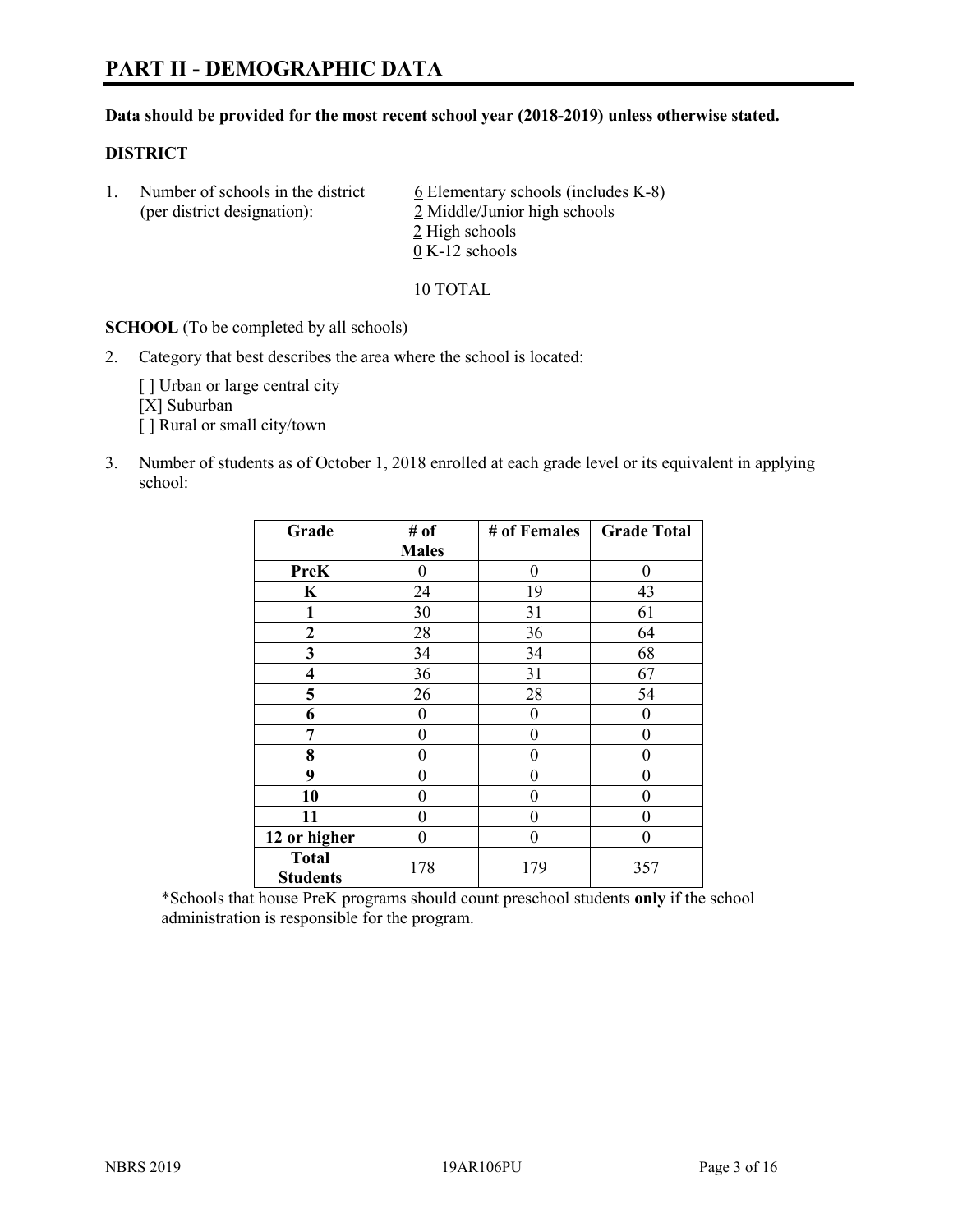# PART II - DEMOGRAPHIC DATA

**Data should be provided for the most recent school year (2018-2019) unless otherwise stated.**

**DISTRICT**

1. Number of schools in the district (per district designation):
   - 6 Elementary schools (includes K-8)
   - 2 Middle/Junior high schools
   - 2 High schools
   - 0 K-12 schools

   10 TOTAL

**SCHOOL** (To be completed by all schools)

2. Category that best describes the area where the school is located:

   [ ] Urban or large central city
   [X] Suburban
   [ ] Rural or small city/town

3. Number of students as of October 1, 2018 enrolled at each grade level or its equivalent in applying school:

| Grade | # of Males | # of Females | Grade Total |
|---|---|---|---|
| PreK | 0 | 0 | 0 |
| K | 24 | 19 | 43 |
| 1 | 30 | 31 | 61 |
| 2 | 28 | 36 | 64 |
| 3 | 34 | 34 | 68 |
| 4 | 36 | 31 | 67 |
| 5 | 26 | 28 | 54 |
| 6 | 0 | 0 | 0 |
| 7 | 0 | 0 | 0 |
| 8 | 0 | 0 | 0 |
| 9 | 0 | 0 | 0 |
| 10 | 0 | 0 | 0 |
| 11 | 0 | 0 | 0 |
| 12 or higher | 0 | 0 | 0 |
| Total Students | 178 | 179 | 357 |

*Schools that house PreK programs should count preschool students **only** if the school administration is responsible for the program.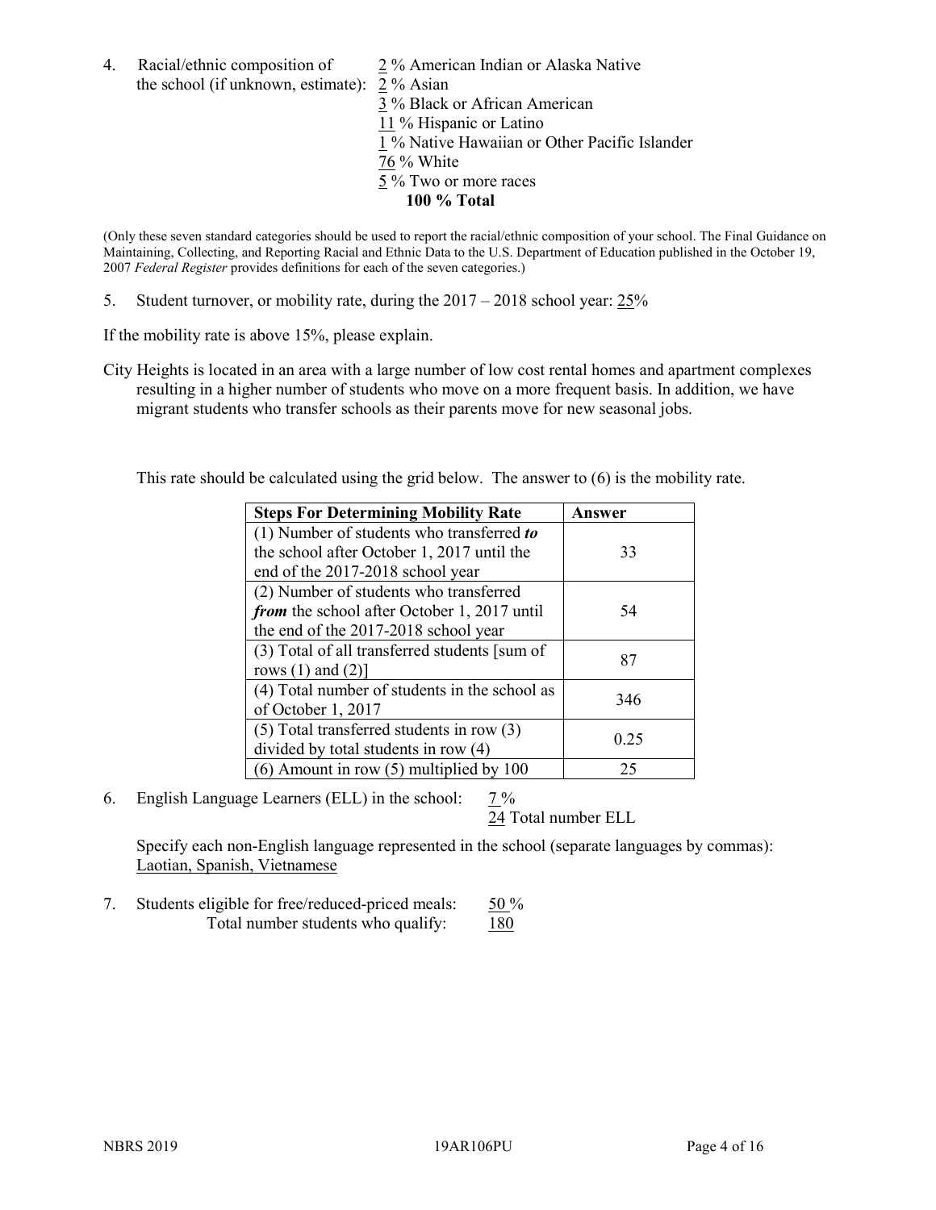4. Racial/ethnic composition of the school (if unknown, estimate):
   2 % American Indian or Alaska Native
   2 % Asian
   3 % Black or African American
   11 % Hispanic or Latino
   1 % Native Hawaiian or Other Pacific Islander
   76 % White
   5 % Two or more races
   **100 % Total**

(Only these seven standard categories should be used to report the racial/ethnic composition of your school. The Final Guidance on Maintaining, Collecting, and Reporting Racial and Ethnic Data to the U.S. Department of Education published in the October 19, 2007 *Federal Register* provides definitions for each of the seven categories.)

5. Student turnover, or mobility rate, during the 2017 – 2018 school year: 25%

If the mobility rate is above 15%, please explain.

City Heights is located in an area with a large number of low cost rental homes and apartment complexes resulting in a higher number of students who move on a more frequent basis. In addition, we have migrant students who transfer schools as their parents move for new seasonal jobs.

This rate should be calculated using the grid below. The answer to (6) is the mobility rate.

| **Steps For Determining Mobility Rate** | **Answer** |
|---|---|
| (1) Number of students who transferred ***to*** the school after October 1, 2017 until the end of the 2017-2018 school year | 33 |
| (2) Number of students who transferred ***from*** the school after October 1, 2017 until the end of the 2017-2018 school year | 54 |
| (3) Total of all transferred students [sum of rows (1) and (2)] | 87 |
| (4) Total number of students in the school as of October 1, 2017 | 346 |
| (5) Total transferred students in row (3) divided by total students in row (4) | 0.25 |
| (6) Amount in row (5) multiplied by 100 | 25 |

6. English Language Learners (ELL) in the school: 7 %
   24 Total number ELL

   Specify each non-English language represented in the school (separate languages by commas):
   Laotian, Spanish, Vietnamese

7. Students eligible for free/reduced-priced meals: 50 %
   Total number students who qualify: 180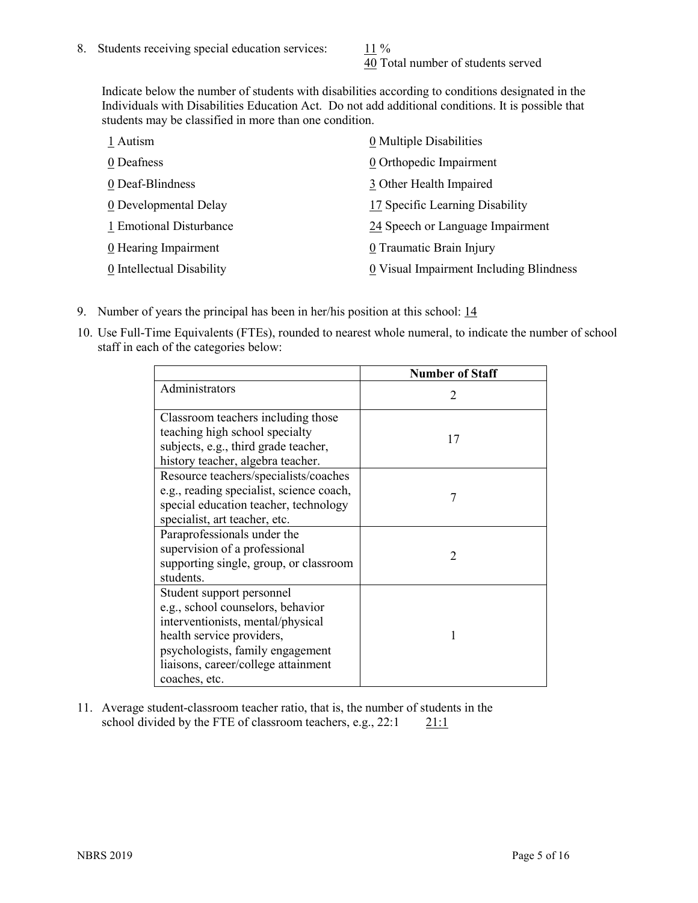8. Students receiving special education services: 11 %
   40 Total number of students served

   Indicate below the number of students with disabilities according to conditions designated in the Individuals with Disabilities Education Act. Do not add additional conditions. It is possible that students may be classified in more than one condition.

   1 Autism
   0 Deafness
   0 Deaf-Blindness
   0 Developmental Delay
   1 Emotional Disturbance
   0 Hearing Impairment
   0 Intellectual Disability
   0 Multiple Disabilities
   0 Orthopedic Impairment
   3 Other Health Impaired
   17 Specific Learning Disability
   24 Speech or Language Impairment
   0 Traumatic Brain Injury
   0 Visual Impairment Including Blindness

9. Number of years the principal has been in her/his position at this school: 14

10. Use Full-Time Equivalents (FTEs), rounded to nearest whole numeral, to indicate the number of school staff in each of the categories below:

| | Number of Staff |
|---|---|
| Administrators | 2 |
| Classroom teachers including those teaching high school specialty subjects, e.g., third grade teacher, history teacher, algebra teacher. | 17 |
| Resource teachers/specialists/coaches e.g., reading specialist, science coach, special education teacher, technology specialist, art teacher, etc. | 7 |
| Paraprofessionals under the supervision of a professional supporting single, group, or classroom students. | 2 |
| Student support personnel e.g., school counselors, behavior interventionists, mental/physical health service providers, psychologists, family engagement liaisons, career/college attainment coaches, etc. | 1 |

11. Average student-classroom teacher ratio, that is, the number of students in the school divided by the FTE of classroom teachers, e.g., 22:1    21:1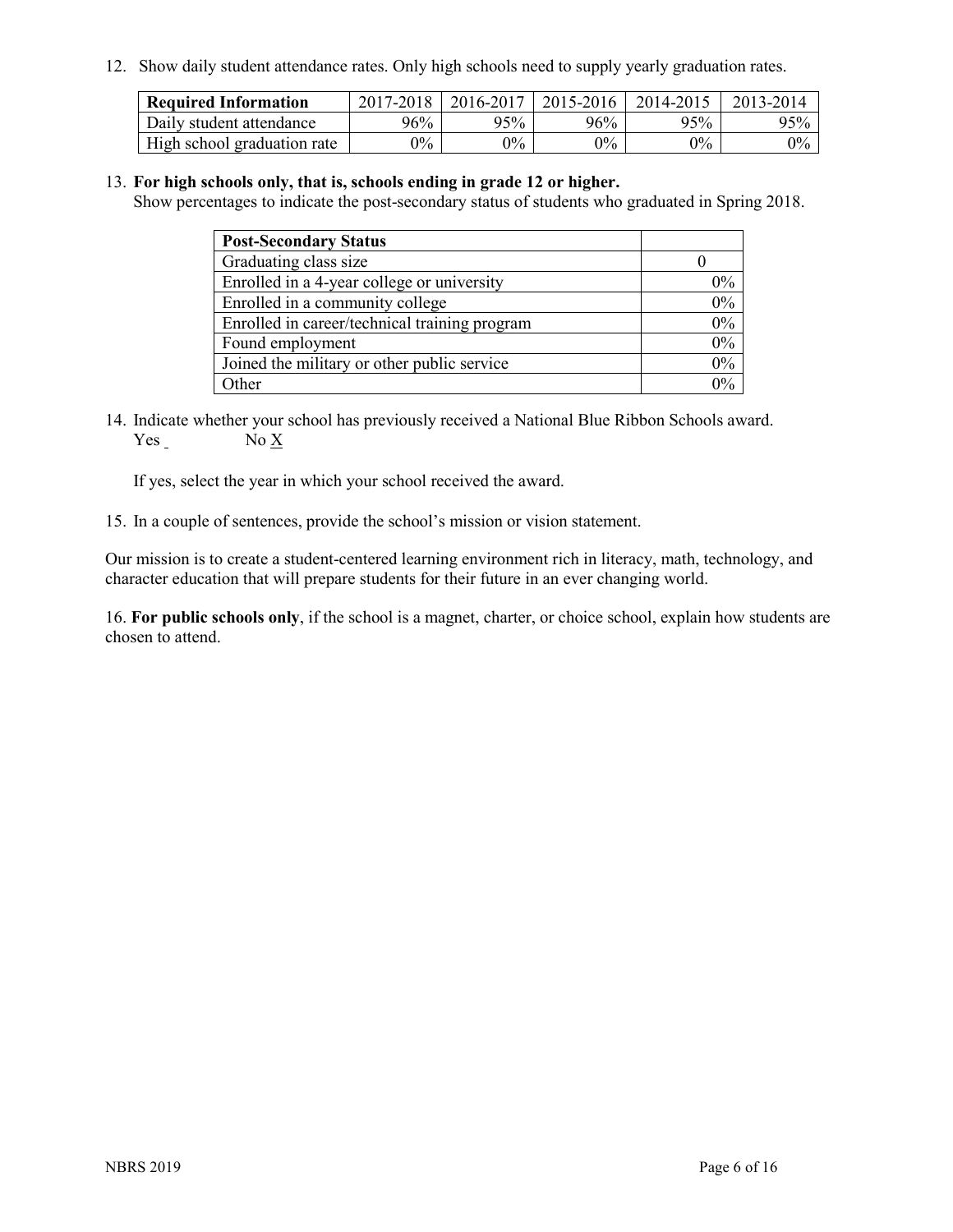12. Show daily student attendance rates. Only high schools need to supply yearly graduation rates.

| Required Information | 2017-2018 | 2016-2017 | 2015-2016 | 2014-2015 | 2013-2014 |
| --- | --- | --- | --- | --- | --- |
| Daily student attendance | 96% | 95% | 96% | 95% | 95% |
| High school graduation rate | 0% | 0% | 0% | 0% | 0% |

13. **For high schools only, that is, schools ending in grade 12 or higher.**
Show percentages to indicate the post-secondary status of students who graduated in Spring 2018.

| Post-Secondary Status | |
| --- | --- |
| Graduating class size | 0 |
| Enrolled in a 4-year college or university | 0% |
| Enrolled in a community college | 0% |
| Enrolled in career/technical training program | 0% |
| Found employment | 0% |
| Joined the military or other public service | 0% |
| Other | 0% |

14. Indicate whether your school has previously received a National Blue Ribbon Schools award.
Yes _ No X

If yes, select the year in which your school received the award.

15. In a couple of sentences, provide the school's mission or vision statement.

Our mission is to create a student-centered learning environment rich in literacy, math, technology, and character education that will prepare students for their future in an ever changing world.

16. **For public schools only**, if the school is a magnet, charter, or choice school, explain how students are chosen to attend.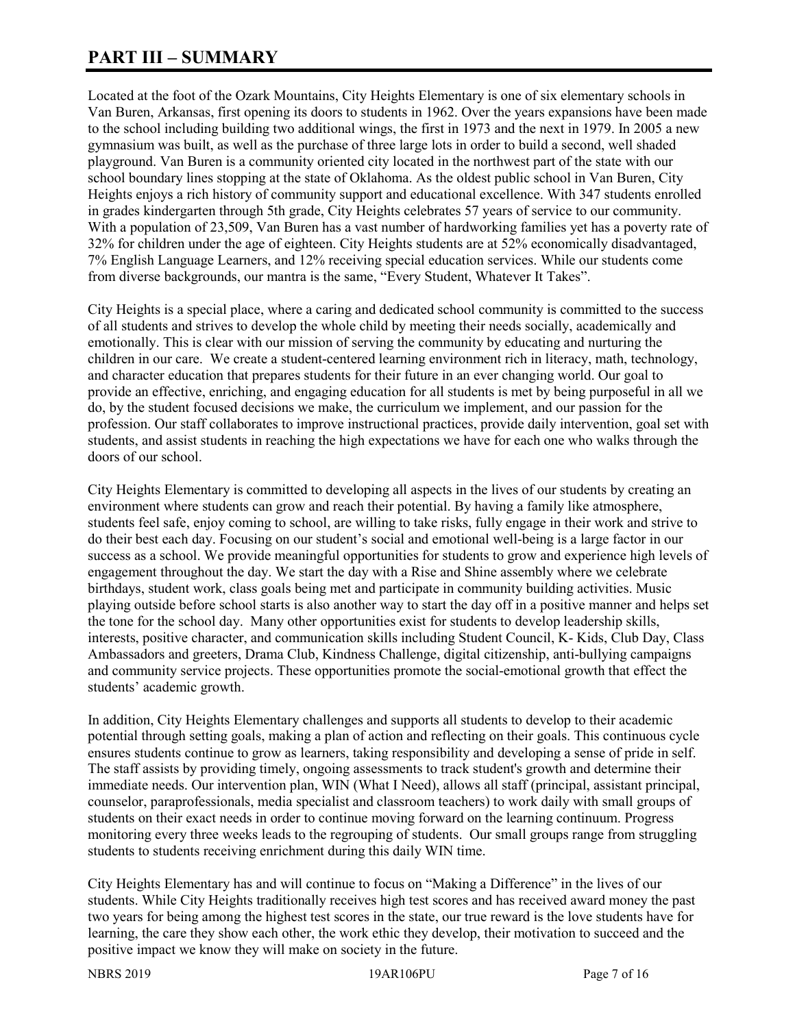# PART III – SUMMARY

Located at the foot of the Ozark Mountains, City Heights Elementary is one of six elementary schools in Van Buren, Arkansas, first opening its doors to students in 1962. Over the years expansions have been made to the school including building two additional wings, the first in 1973 and the next in 1979. In 2005 a new gymnasium was built, as well as the purchase of three large lots in order to build a second, well shaded playground. Van Buren is a community oriented city located in the northwest part of the state with our school boundary lines stopping at the state of Oklahoma. As the oldest public school in Van Buren, City Heights enjoys a rich history of community support and educational excellence. With 347 students enrolled in grades kindergarten through 5th grade, City Heights celebrates 57 years of service to our community. With a population of 23,509, Van Buren has a vast number of hardworking families yet has a poverty rate of 32% for children under the age of eighteen. City Heights students are at 52% economically disadvantaged, 7% English Language Learners, and 12% receiving special education services. While our students come from diverse backgrounds, our mantra is the same, "Every Student, Whatever It Takes".

City Heights is a special place, where a caring and dedicated school community is committed to the success of all students and strives to develop the whole child by meeting their needs socially, academically and emotionally. This is clear with our mission of serving the community by educating and nurturing the children in our care. We create a student-centered learning environment rich in literacy, math, technology, and character education that prepares students for their future in an ever changing world. Our goal to provide an effective, enriching, and engaging education for all students is met by being purposeful in all we do, by the student focused decisions we make, the curriculum we implement, and our passion for the profession. Our staff collaborates to improve instructional practices, provide daily intervention, goal set with students, and assist students in reaching the high expectations we have for each one who walks through the doors of our school.

City Heights Elementary is committed to developing all aspects in the lives of our students by creating an environment where students can grow and reach their potential. By having a family like atmosphere, students feel safe, enjoy coming to school, are willing to take risks, fully engage in their work and strive to do their best each day. Focusing on our student's social and emotional well-being is a large factor in our success as a school. We provide meaningful opportunities for students to grow and experience high levels of engagement throughout the day. We start the day with a Rise and Shine assembly where we celebrate birthdays, student work, class goals being met and participate in community building activities. Music playing outside before school starts is also another way to start the day off in a positive manner and helps set the tone for the school day. Many other opportunities exist for students to develop leadership skills, interests, positive character, and communication skills including Student Council, K- Kids, Club Day, Class Ambassadors and greeters, Drama Club, Kindness Challenge, digital citizenship, anti-bullying campaigns and community service projects. These opportunities promote the social-emotional growth that effect the students' academic growth.

In addition, City Heights Elementary challenges and supports all students to develop to their academic potential through setting goals, making a plan of action and reflecting on their goals. This continuous cycle ensures students continue to grow as learners, taking responsibility and developing a sense of pride in self. The staff assists by providing timely, ongoing assessments to track student's growth and determine their immediate needs. Our intervention plan, WIN (What I Need), allows all staff (principal, assistant principal, counselor, paraprofessionals, media specialist and classroom teachers) to work daily with small groups of students on their exact needs in order to continue moving forward on the learning continuum. Progress monitoring every three weeks leads to the regrouping of students. Our small groups range from struggling students to students receiving enrichment during this daily WIN time.

City Heights Elementary has and will continue to focus on "Making a Difference" in the lives of our students. While City Heights traditionally receives high test scores and has received award money the past two years for being among the highest test scores in the state, our true reward is the love students have for learning, the care they show each other, the work ethic they develop, their motivation to succeed and the positive impact we know they will make on society in the future.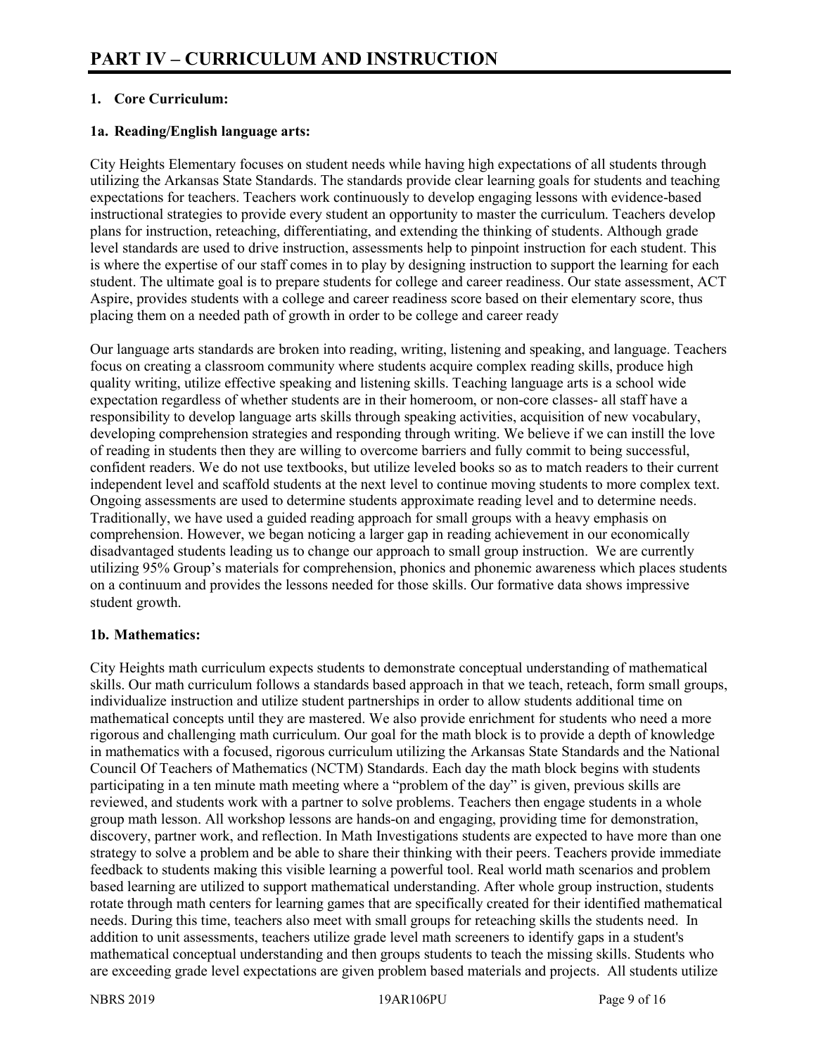# PART IV – CURRICULUM AND INSTRUCTION

## 1. Core Curriculum:

### 1a. Reading/English language arts:

City Heights Elementary focuses on student needs while having high expectations of all students through utilizing the Arkansas State Standards. The standards provide clear learning goals for students and teaching expectations for teachers. Teachers work continuously to develop engaging lessons with evidence-based instructional strategies to provide every student an opportunity to master the curriculum. Teachers develop plans for instruction, reteaching, differentiating, and extending the thinking of students. Although grade level standards are used to drive instruction, assessments help to pinpoint instruction for each student. This is where the expertise of our staff comes in to play by designing instruction to support the learning for each student. The ultimate goal is to prepare students for college and career readiness. Our state assessment, ACT Aspire, provides students with a college and career readiness score based on their elementary score, thus placing them on a needed path of growth in order to be college and career ready

Our language arts standards are broken into reading, writing, listening and speaking, and language. Teachers focus on creating a classroom community where students acquire complex reading skills, produce high quality writing, utilize effective speaking and listening skills. Teaching language arts is a school wide expectation regardless of whether students are in their homeroom, or non-core classes- all staff have a responsibility to develop language arts skills through speaking activities, acquisition of new vocabulary, developing comprehension strategies and responding through writing. We believe if we can instill the love of reading in students then they are willing to overcome barriers and fully commit to being successful, confident readers. We do not use textbooks, but utilize leveled books so as to match readers to their current independent level and scaffold students at the next level to continue moving students to more complex text. Ongoing assessments are used to determine students approximate reading level and to determine needs. Traditionally, we have used a guided reading approach for small groups with a heavy emphasis on comprehension. However, we began noticing a larger gap in reading achievement in our economically disadvantaged students leading us to change our approach to small group instruction. We are currently utilizing 95% Group's materials for comprehension, phonics and phonemic awareness which places students on a continuum and provides the lessons needed for those skills. Our formative data shows impressive student growth.

### 1b. Mathematics:

City Heights math curriculum expects students to demonstrate conceptual understanding of mathematical skills. Our math curriculum follows a standards based approach in that we teach, reteach, form small groups, individualize instruction and utilize student partnerships in order to allow students additional time on mathematical concepts until they are mastered. We also provide enrichment for students who need a more rigorous and challenging math curriculum. Our goal for the math block is to provide a depth of knowledge in mathematics with a focused, rigorous curriculum utilizing the Arkansas State Standards and the National Council Of Teachers of Mathematics (NCTM) Standards. Each day the math block begins with students participating in a ten minute math meeting where a "problem of the day" is given, previous skills are reviewed, and students work with a partner to solve problems. Teachers then engage students in a whole group math lesson. All workshop lessons are hands-on and engaging, providing time for demonstration, discovery, partner work, and reflection. In Math Investigations students are expected to have more than one strategy to solve a problem and be able to share their thinking with their peers. Teachers provide immediate feedback to students making this visible learning a powerful tool. Real world math scenarios and problem based learning are utilized to support mathematical understanding. After whole group instruction, students rotate through math centers for learning games that are specifically created for their identified mathematical needs. During this time, teachers also meet with small groups for reteaching skills the students need. In addition to unit assessments, teachers utilize grade level math screeners to identify gaps in a student's mathematical conceptual understanding and then groups students to teach the missing skills. Students who are exceeding grade level expectations are given problem based materials and projects. All students utilize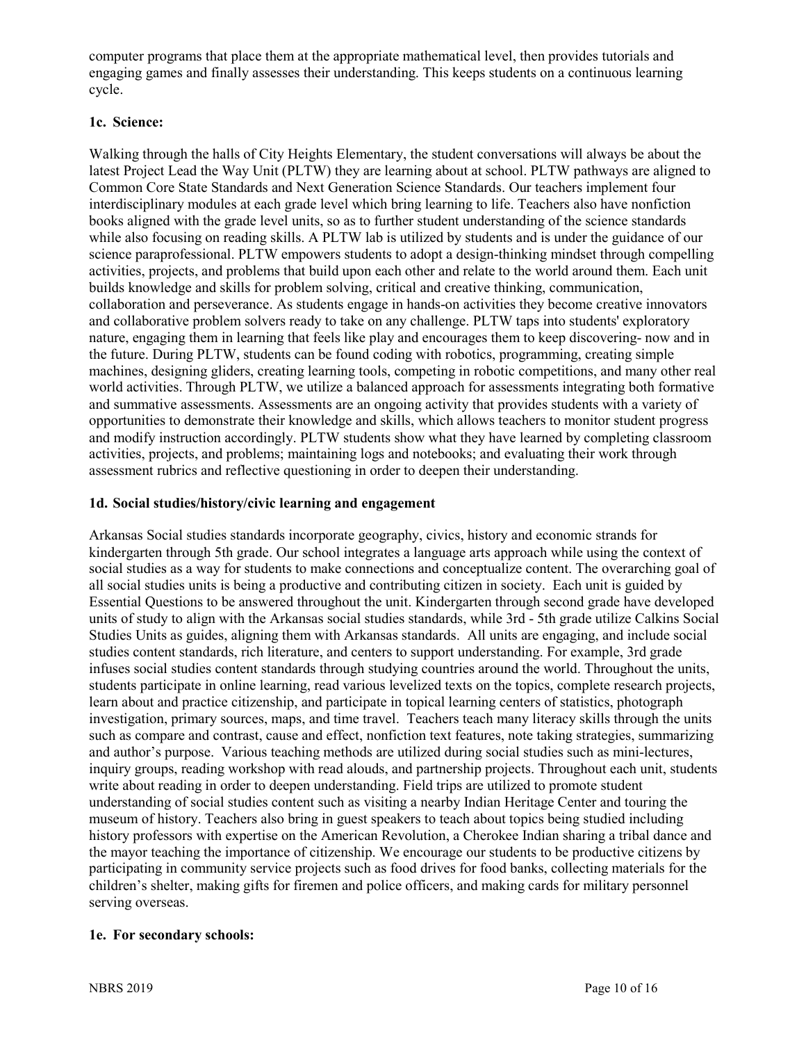computer programs that place them at the appropriate mathematical level, then provides tutorials and engaging games and finally assesses their understanding. This keeps students on a continuous learning cycle.

### 1c. Science:

Walking through the halls of City Heights Elementary, the student conversations will always be about the latest Project Lead the Way Unit (PLTW) they are learning about at school. PLTW pathways are aligned to Common Core State Standards and Next Generation Science Standards. Our teachers implement four interdisciplinary modules at each grade level which bring learning to life. Teachers also have nonfiction books aligned with the grade level units, so as to further student understanding of the science standards while also focusing on reading skills. A PLTW lab is utilized by students and is under the guidance of our science paraprofessional. PLTW empowers students to adopt a design-thinking mindset through compelling activities, projects, and problems that build upon each other and relate to the world around them. Each unit builds knowledge and skills for problem solving, critical and creative thinking, communication, collaboration and perseverance. As students engage in hands-on activities they become creative innovators and collaborative problem solvers ready to take on any challenge. PLTW taps into students' exploratory nature, engaging them in learning that feels like play and encourages them to keep discovering- now and in the future. During PLTW, students can be found coding with robotics, programming, creating simple machines, designing gliders, creating learning tools, competing in robotic competitions, and many other real world activities. Through PLTW, we utilize a balanced approach for assessments integrating both formative and summative assessments. Assessments are an ongoing activity that provides students with a variety of opportunities to demonstrate their knowledge and skills, which allows teachers to monitor student progress and modify instruction accordingly. PLTW students show what they have learned by completing classroom activities, projects, and problems; maintaining logs and notebooks; and evaluating their work through assessment rubrics and reflective questioning in order to deepen their understanding.

### 1d. Social studies/history/civic learning and engagement

Arkansas Social studies standards incorporate geography, civics, history and economic strands for kindergarten through 5th grade. Our school integrates a language arts approach while using the context of social studies as a way for students to make connections and conceptualize content. The overarching goal of all social studies units is being a productive and contributing citizen in society. Each unit is guided by Essential Questions to be answered throughout the unit. Kindergarten through second grade have developed units of study to align with the Arkansas social studies standards, while 3rd - 5th grade utilize Calkins Social Studies Units as guides, aligning them with Arkansas standards. All units are engaging, and include social studies content standards, rich literature, and centers to support understanding. For example, 3rd grade infuses social studies content standards through studying countries around the world. Throughout the units, students participate in online learning, read various levelized texts on the topics, complete research projects, learn about and practice citizenship, and participate in topical learning centers of statistics, photograph investigation, primary sources, maps, and time travel. Teachers teach many literacy skills through the units such as compare and contrast, cause and effect, nonfiction text features, note taking strategies, summarizing and author's purpose. Various teaching methods are utilized during social studies such as mini-lectures, inquiry groups, reading workshop with read alouds, and partnership projects. Throughout each unit, students write about reading in order to deepen understanding. Field trips are utilized to promote student understanding of social studies content such as visiting a nearby Indian Heritage Center and touring the museum of history. Teachers also bring in guest speakers to teach about topics being studied including history professors with expertise on the American Revolution, a Cherokee Indian sharing a tribal dance and the mayor teaching the importance of citizenship. We encourage our students to be productive citizens by participating in community service projects such as food drives for food banks, collecting materials for the children's shelter, making gifts for firemen and police officers, and making cards for military personnel serving overseas.

### 1e. For secondary schools: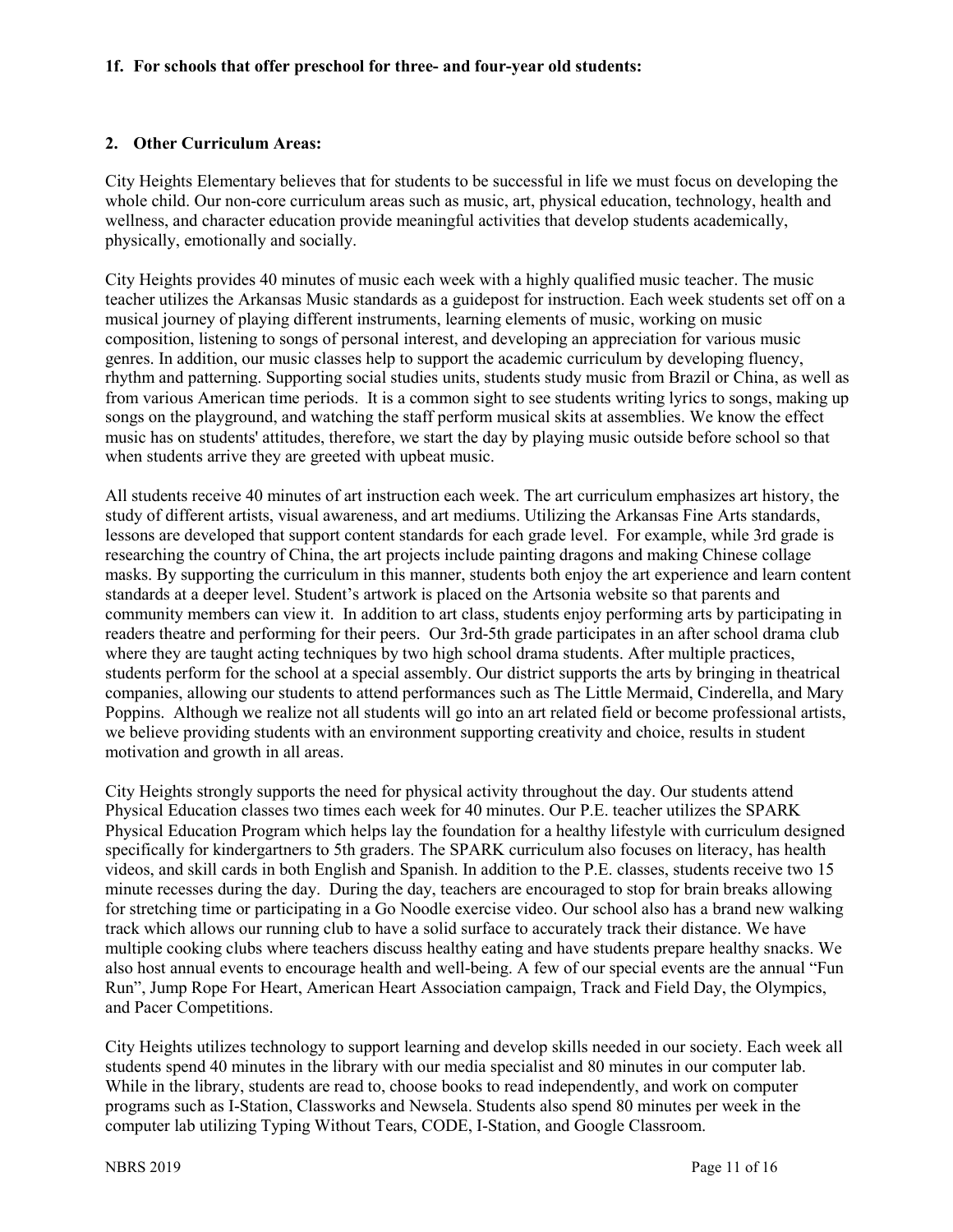**1f. For schools that offer preschool for three- and four-year old students:**

**2. Other Curriculum Areas:**

City Heights Elementary believes that for students to be successful in life we must focus on developing the whole child. Our non-core curriculum areas such as music, art, physical education, technology, health and wellness, and character education provide meaningful activities that develop students academically, physically, emotionally and socially.

City Heights provides 40 minutes of music each week with a highly qualified music teacher. The music teacher utilizes the Arkansas Music standards as a guidepost for instruction. Each week students set off on a musical journey of playing different instruments, learning elements of music, working on music composition, listening to songs of personal interest, and developing an appreciation for various music genres. In addition, our music classes help to support the academic curriculum by developing fluency, rhythm and patterning. Supporting social studies units, students study music from Brazil or China, as well as from various American time periods. It is a common sight to see students writing lyrics to songs, making up songs on the playground, and watching the staff perform musical skits at assemblies. We know the effect music has on students' attitudes, therefore, we start the day by playing music outside before school so that when students arrive they are greeted with upbeat music.

All students receive 40 minutes of art instruction each week. The art curriculum emphasizes art history, the study of different artists, visual awareness, and art mediums. Utilizing the Arkansas Fine Arts standards, lessons are developed that support content standards for each grade level. For example, while 3rd grade is researching the country of China, the art projects include painting dragons and making Chinese collage masks. By supporting the curriculum in this manner, students both enjoy the art experience and learn content standards at a deeper level. Student's artwork is placed on the Artsonia website so that parents and community members can view it. In addition to art class, students enjoy performing arts by participating in readers theatre and performing for their peers. Our 3rd-5th grade participates in an after school drama club where they are taught acting techniques by two high school drama students. After multiple practices, students perform for the school at a special assembly. Our district supports the arts by bringing in theatrical companies, allowing our students to attend performances such as The Little Mermaid, Cinderella, and Mary Poppins. Although we realize not all students will go into an art related field or become professional artists, we believe providing students with an environment supporting creativity and choice, results in student motivation and growth in all areas.

City Heights strongly supports the need for physical activity throughout the day. Our students attend Physical Education classes two times each week for 40 minutes. Our P.E. teacher utilizes the SPARK Physical Education Program which helps lay the foundation for a healthy lifestyle with curriculum designed specifically for kindergartners to 5th graders. The SPARK curriculum also focuses on literacy, has health videos, and skill cards in both English and Spanish. In addition to the P.E. classes, students receive two 15 minute recesses during the day. During the day, teachers are encouraged to stop for brain breaks allowing for stretching time or participating in a Go Noodle exercise video. Our school also has a brand new walking track which allows our running club to have a solid surface to accurately track their distance. We have multiple cooking clubs where teachers discuss healthy eating and have students prepare healthy snacks. We also host annual events to encourage health and well-being. A few of our special events are the annual "Fun Run", Jump Rope For Heart, American Heart Association campaign, Track and Field Day, the Olympics, and Pacer Competitions.

City Heights utilizes technology to support learning and develop skills needed in our society. Each week all students spend 40 minutes in the library with our media specialist and 80 minutes in our computer lab. While in the library, students are read to, choose books to read independently, and work on computer programs such as I-Station, Classworks and Newsela. Students also spend 80 minutes per week in the computer lab utilizing Typing Without Tears, CODE, I-Station, and Google Classroom.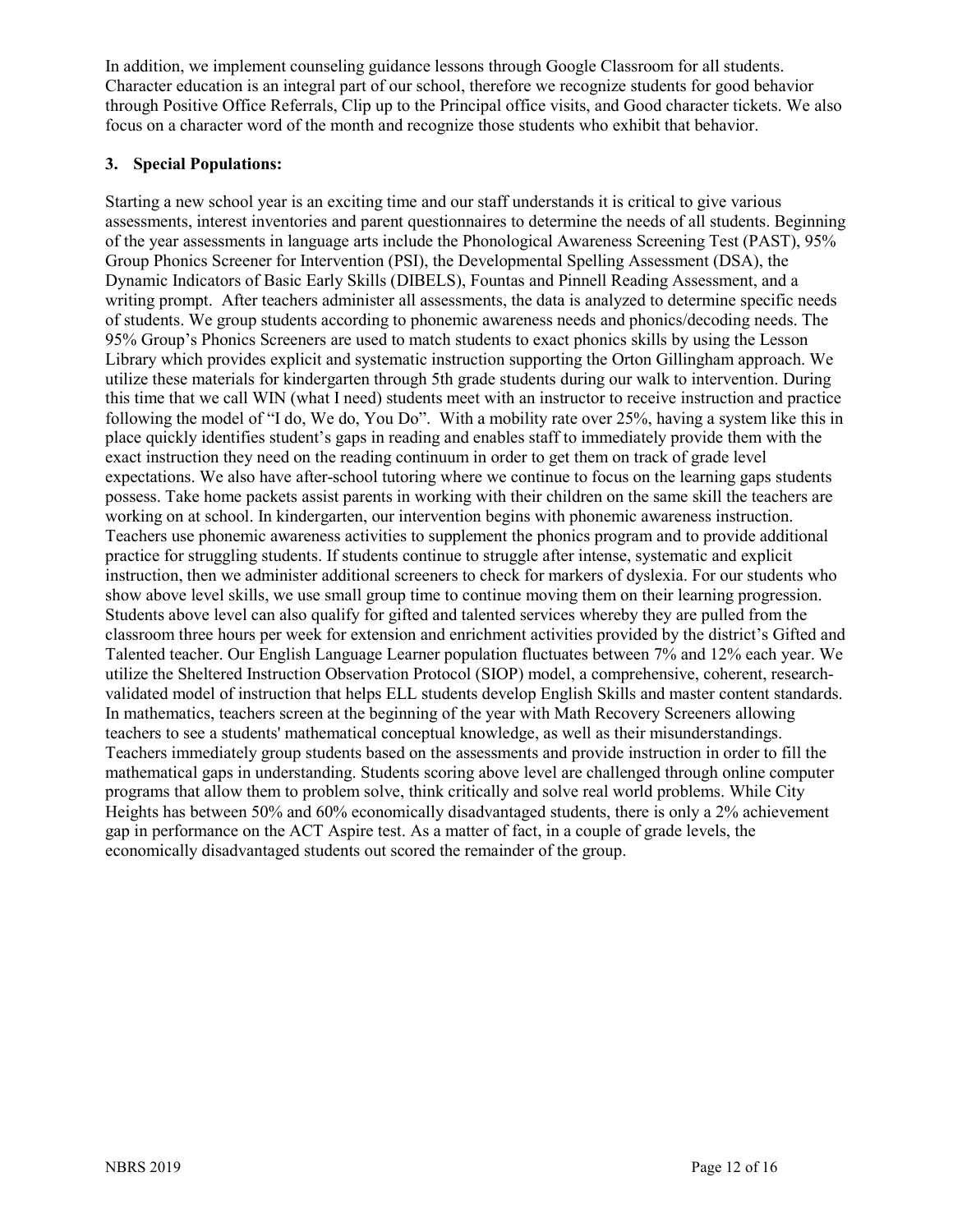In addition, we implement counseling guidance lessons through Google Classroom for all students. Character education is an integral part of our school, therefore we recognize students for good behavior through Positive Office Referrals, Clip up to the Principal office visits, and Good character tickets. We also focus on a character word of the month and recognize those students who exhibit that behavior.

### 3. Special Populations:

Starting a new school year is an exciting time and our staff understands it is critical to give various assessments, interest inventories and parent questionnaires to determine the needs of all students. Beginning of the year assessments in language arts include the Phonological Awareness Screening Test (PAST), 95% Group Phonics Screener for Intervention (PSI), the Developmental Spelling Assessment (DSA), the Dynamic Indicators of Basic Early Skills (DIBELS), Fountas and Pinnell Reading Assessment, and a writing prompt. After teachers administer all assessments, the data is analyzed to determine specific needs of students. We group students according to phonemic awareness needs and phonics/decoding needs. The 95% Group's Phonics Screeners are used to match students to exact phonics skills by using the Lesson Library which provides explicit and systematic instruction supporting the Orton Gillingham approach. We utilize these materials for kindergarten through 5th grade students during our walk to intervention. During this time that we call WIN (what I need) students meet with an instructor to receive instruction and practice following the model of "I do, We do, You Do". With a mobility rate over 25%, having a system like this in place quickly identifies student's gaps in reading and enables staff to immediately provide them with the exact instruction they need on the reading continuum in order to get them on track of grade level expectations. We also have after-school tutoring where we continue to focus on the learning gaps students possess. Take home packets assist parents in working with their children on the same skill the teachers are working on at school. In kindergarten, our intervention begins with phonemic awareness instruction. Teachers use phonemic awareness activities to supplement the phonics program and to provide additional practice for struggling students. If students continue to struggle after intense, systematic and explicit instruction, then we administer additional screeners to check for markers of dyslexia. For our students who show above level skills, we use small group time to continue moving them on their learning progression. Students above level can also qualify for gifted and talented services whereby they are pulled from the classroom three hours per week for extension and enrichment activities provided by the district's Gifted and Talented teacher. Our English Language Learner population fluctuates between 7% and 12% each year. We utilize the Sheltered Instruction Observation Protocol (SIOP) model, a comprehensive, coherent, research-validated model of instruction that helps ELL students develop English Skills and master content standards. In mathematics, teachers screen at the beginning of the year with Math Recovery Screeners allowing teachers to see a students' mathematical conceptual knowledge, as well as their misunderstandings. Teachers immediately group students based on the assessments and provide instruction in order to fill the mathematical gaps in understanding. Students scoring above level are challenged through online computer programs that allow them to problem solve, think critically and solve real world problems. While City Heights has between 50% and 60% economically disadvantaged students, there is only a 2% achievement gap in performance on the ACT Aspire test. As a matter of fact, in a couple of grade levels, the economically disadvantaged students out scored the remainder of the group.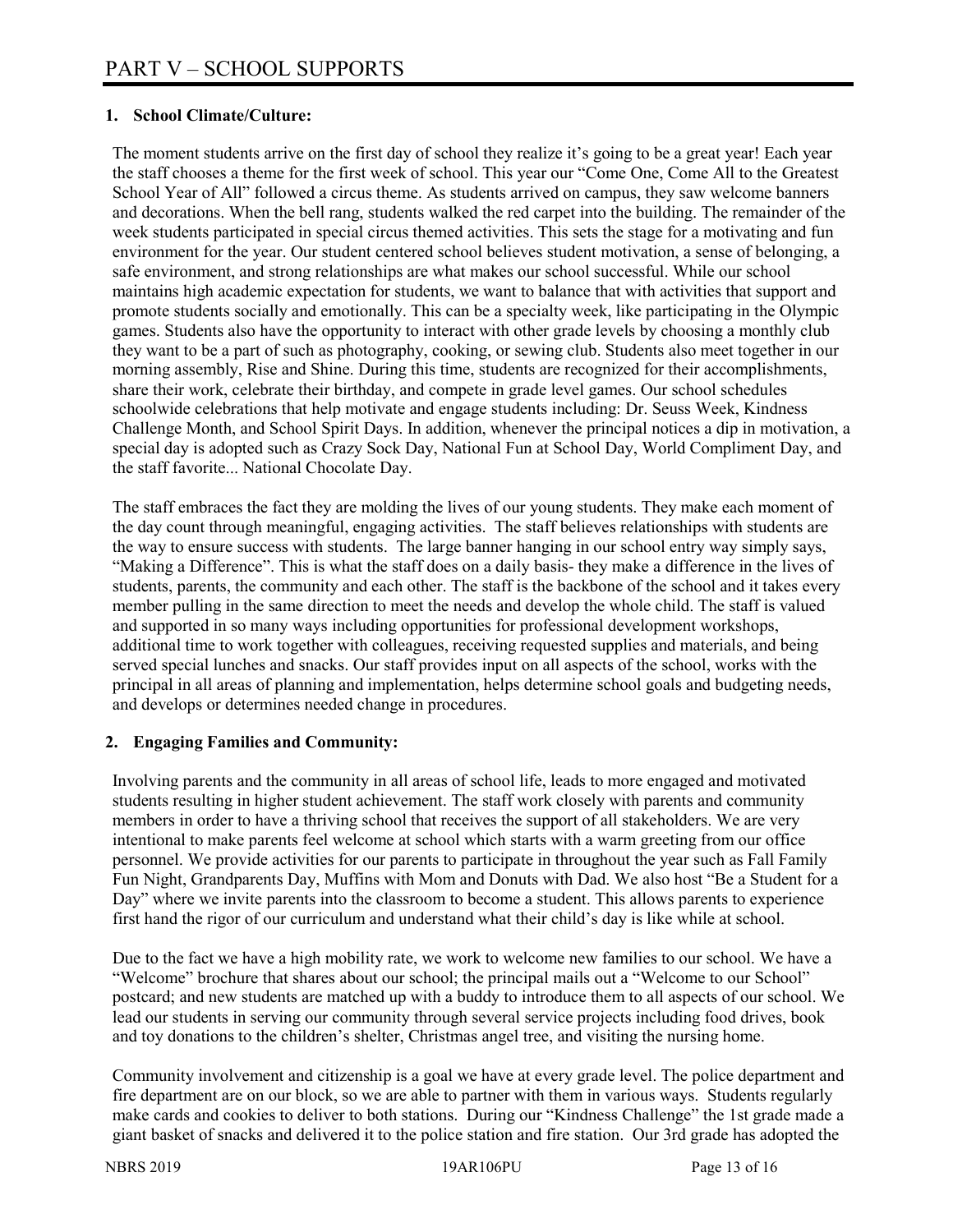# PART V – SCHOOL SUPPORTS

## 1. School Climate/Culture:

The moment students arrive on the first day of school they realize it's going to be a great year! Each year the staff chooses a theme for the first week of school. This year our "Come One, Come All to the Greatest School Year of All" followed a circus theme. As students arrived on campus, they saw welcome banners and decorations. When the bell rang, students walked the red carpet into the building. The remainder of the week students participated in special circus themed activities. This sets the stage for a motivating and fun environment for the year. Our student centered school believes student motivation, a sense of belonging, a safe environment, and strong relationships are what makes our school successful. While our school maintains high academic expectation for students, we want to balance that with activities that support and promote students socially and emotionally. This can be a specialty week, like participating in the Olympic games. Students also have the opportunity to interact with other grade levels by choosing a monthly club they want to be a part of such as photography, cooking, or sewing club. Students also meet together in our morning assembly, Rise and Shine. During this time, students are recognized for their accomplishments, share their work, celebrate their birthday, and compete in grade level games. Our school schedules schoolwide celebrations that help motivate and engage students including: Dr. Seuss Week, Kindness Challenge Month, and School Spirit Days. In addition, whenever the principal notices a dip in motivation, a special day is adopted such as Crazy Sock Day, National Fun at School Day, World Compliment Day, and the staff favorite... National Chocolate Day.

The staff embraces the fact they are molding the lives of our young students. They make each moment of the day count through meaningful, engaging activities. The staff believes relationships with students are the way to ensure success with students. The large banner hanging in our school entry way simply says, "Making a Difference". This is what the staff does on a daily basis- they make a difference in the lives of students, parents, the community and each other. The staff is the backbone of the school and it takes every member pulling in the same direction to meet the needs and develop the whole child. The staff is valued and supported in so many ways including opportunities for professional development workshops, additional time to work together with colleagues, receiving requested supplies and materials, and being served special lunches and snacks. Our staff provides input on all aspects of the school, works with the principal in all areas of planning and implementation, helps determine school goals and budgeting needs, and develops or determines needed change in procedures.

## 2. Engaging Families and Community:

Involving parents and the community in all areas of school life, leads to more engaged and motivated students resulting in higher student achievement. The staff work closely with parents and community members in order to have a thriving school that receives the support of all stakeholders. We are very intentional to make parents feel welcome at school which starts with a warm greeting from our office personnel. We provide activities for our parents to participate in throughout the year such as Fall Family Fun Night, Grandparents Day, Muffins with Mom and Donuts with Dad. We also host "Be a Student for a Day" where we invite parents into the classroom to become a student. This allows parents to experience first hand the rigor of our curriculum and understand what their child's day is like while at school.

Due to the fact we have a high mobility rate, we work to welcome new families to our school. We have a "Welcome" brochure that shares about our school; the principal mails out a "Welcome to our School" postcard; and new students are matched up with a buddy to introduce them to all aspects of our school. We lead our students in serving our community through several service projects including food drives, book and toy donations to the children's shelter, Christmas angel tree, and visiting the nursing home.

Community involvement and citizenship is a goal we have at every grade level. The police department and fire department are on our block, so we are able to partner with them in various ways. Students regularly make cards and cookies to deliver to both stations. During our "Kindness Challenge" the 1st grade made a giant basket of snacks and delivered it to the police station and fire station. Our 3rd grade has adopted the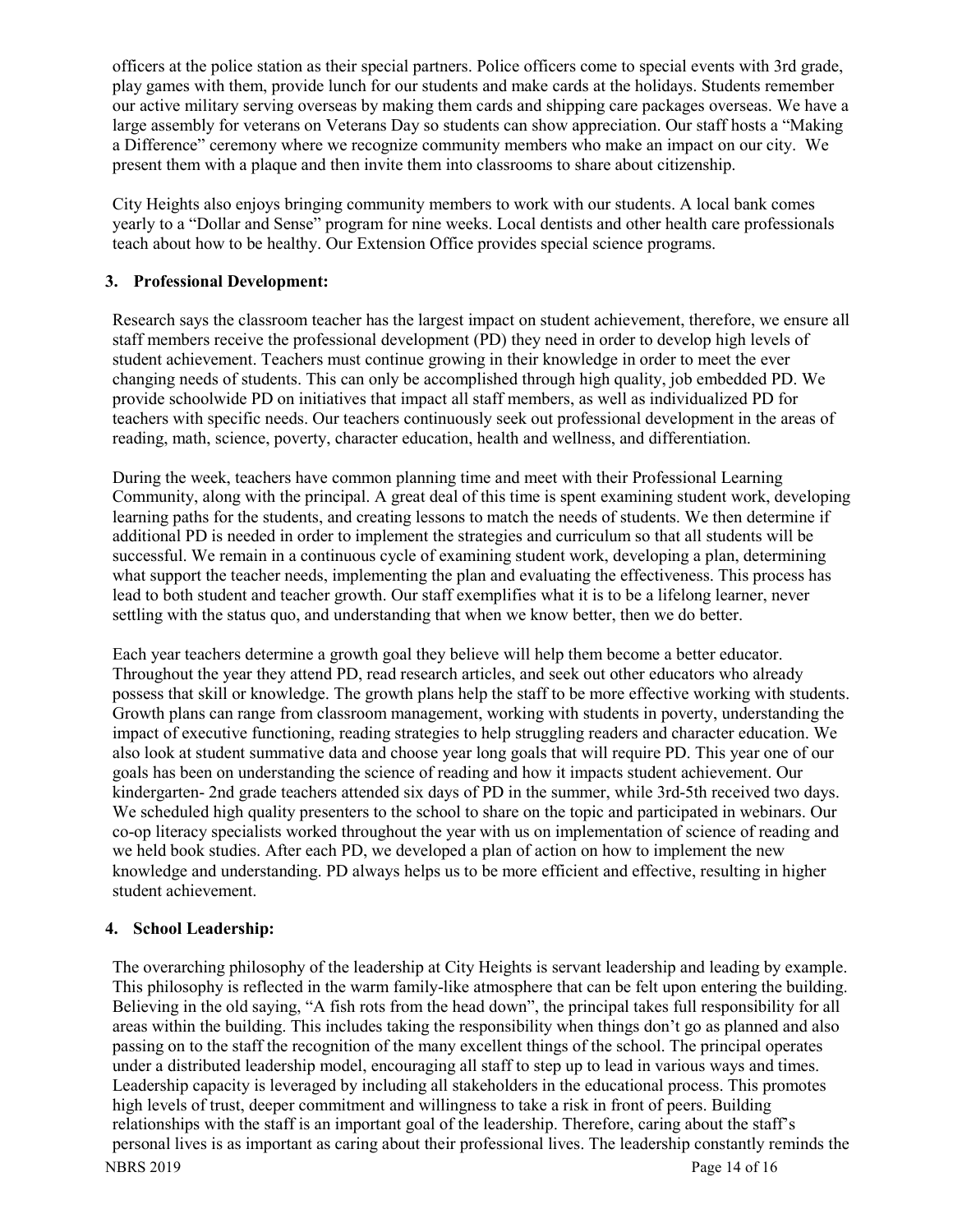officers at the police station as their special partners. Police officers come to special events with 3rd grade, play games with them, provide lunch for our students and make cards at the holidays. Students remember our active military serving overseas by making them cards and shipping care packages overseas. We have a large assembly for veterans on Veterans Day so students can show appreciation. Our staff hosts a "Making a Difference" ceremony where we recognize community members who make an impact on our city. We present them with a plaque and then invite them into classrooms to share about citizenship.

City Heights also enjoys bringing community members to work with our students. A local bank comes yearly to a "Dollar and Sense" program for nine weeks. Local dentists and other health care professionals teach about how to be healthy. Our Extension Office provides special science programs.

### 3. Professional Development:

Research says the classroom teacher has the largest impact on student achievement, therefore, we ensure all staff members receive the professional development (PD) they need in order to develop high levels of student achievement. Teachers must continue growing in their knowledge in order to meet the ever changing needs of students. This can only be accomplished through high quality, job embedded PD. We provide schoolwide PD on initiatives that impact all staff members, as well as individualized PD for teachers with specific needs. Our teachers continuously seek out professional development in the areas of reading, math, science, poverty, character education, health and wellness, and differentiation.

During the week, teachers have common planning time and meet with their Professional Learning Community, along with the principal. A great deal of this time is spent examining student work, developing learning paths for the students, and creating lessons to match the needs of students. We then determine if additional PD is needed in order to implement the strategies and curriculum so that all students will be successful. We remain in a continuous cycle of examining student work, developing a plan, determining what support the teacher needs, implementing the plan and evaluating the effectiveness. This process has lead to both student and teacher growth. Our staff exemplifies what it is to be a lifelong learner, never settling with the status quo, and understanding that when we know better, then we do better.

Each year teachers determine a growth goal they believe will help them become a better educator. Throughout the year they attend PD, read research articles, and seek out other educators who already possess that skill or knowledge. The growth plans help the staff to be more effective working with students. Growth plans can range from classroom management, working with students in poverty, understanding the impact of executive functioning, reading strategies to help struggling readers and character education. We also look at student summative data and choose year long goals that will require PD. This year one of our goals has been on understanding the science of reading and how it impacts student achievement. Our kindergarten- 2nd grade teachers attended six days of PD in the summer, while 3rd-5th received two days. We scheduled high quality presenters to the school to share on the topic and participated in webinars. Our co-op literacy specialists worked throughout the year with us on implementation of science of reading and we held book studies. After each PD, we developed a plan of action on how to implement the new knowledge and understanding. PD always helps us to be more efficient and effective, resulting in higher student achievement.

### 4. School Leadership:

The overarching philosophy of the leadership at City Heights is servant leadership and leading by example. This philosophy is reflected in the warm family-like atmosphere that can be felt upon entering the building. Believing in the old saying, "A fish rots from the head down", the principal takes full responsibility for all areas within the building. This includes taking the responsibility when things don't go as planned and also passing on to the staff the recognition of the many excellent things of the school. The principal operates under a distributed leadership model, encouraging all staff to step up to lead in various ways and times. Leadership capacity is leveraged by including all stakeholders in the educational process. This promotes high levels of trust, deeper commitment and willingness to take a risk in front of peers. Building relationships with the staff is an important goal of the leadership. Therefore, caring about the staff's personal lives is as important as caring about their professional lives. The leadership constantly reminds the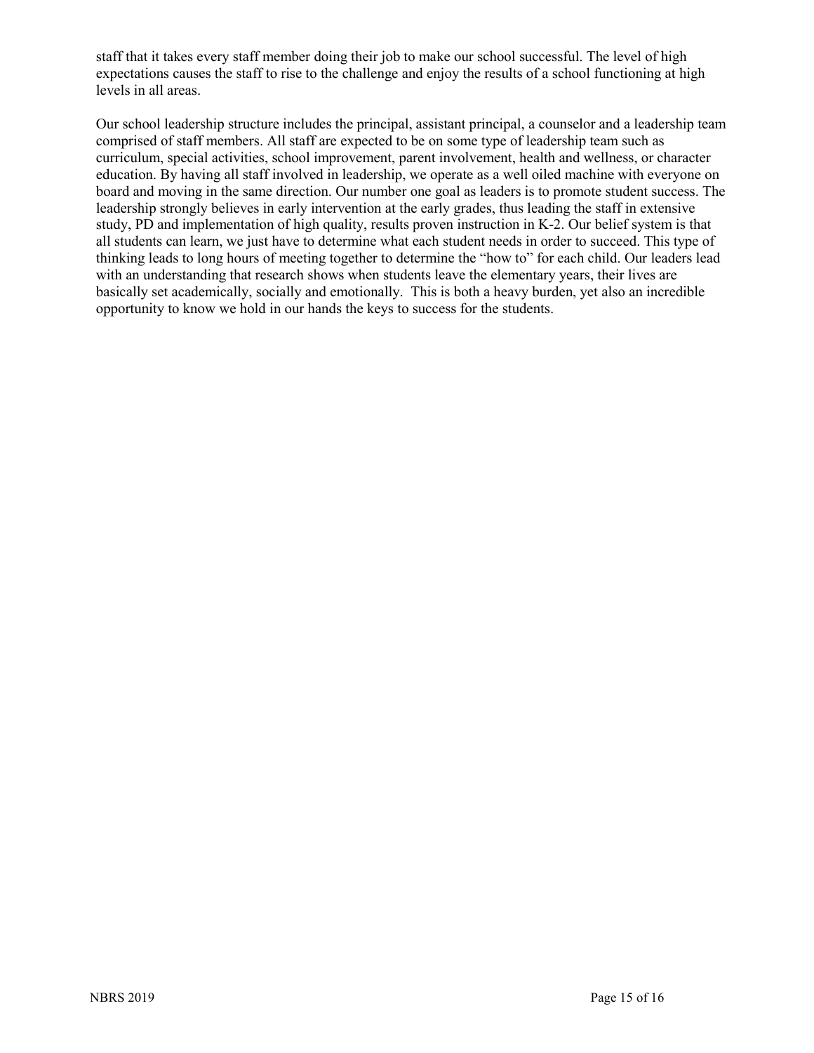staff that it takes every staff member doing their job to make our school successful. The level of high expectations causes the staff to rise to the challenge and enjoy the results of a school functioning at high levels in all areas.

Our school leadership structure includes the principal, assistant principal, a counselor and a leadership team comprised of staff members. All staff are expected to be on some type of leadership team such as curriculum, special activities, school improvement, parent involvement, health and wellness, or character education. By having all staff involved in leadership, we operate as a well oiled machine with everyone on board and moving in the same direction. Our number one goal as leaders is to promote student success. The leadership strongly believes in early intervention at the early grades, thus leading the staff in extensive study, PD and implementation of high quality, results proven instruction in K-2. Our belief system is that all students can learn, we just have to determine what each student needs in order to succeed. This type of thinking leads to long hours of meeting together to determine the "how to" for each child. Our leaders lead with an understanding that research shows when students leave the elementary years, their lives are basically set academically, socially and emotionally. This is both a heavy burden, yet also an incredible opportunity to know we hold in our hands the keys to success for the students.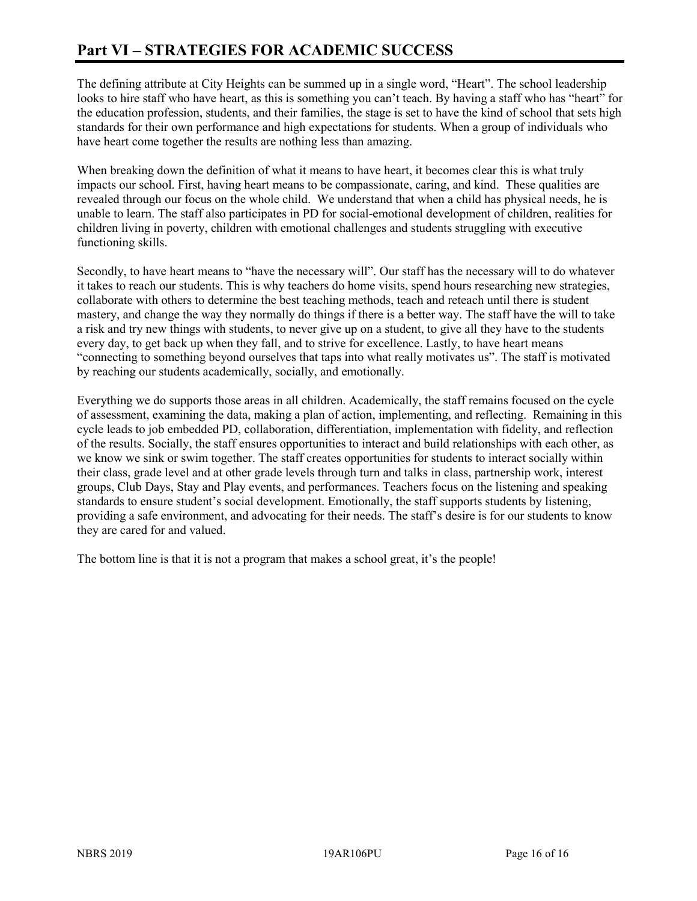# Part VI – STRATEGIES FOR ACADEMIC SUCCESS

The defining attribute at City Heights can be summed up in a single word, "Heart". The school leadership looks to hire staff who have heart, as this is something you can't teach. By having a staff who has "heart" for the education profession, students, and their families, the stage is set to have the kind of school that sets high standards for their own performance and high expectations for students. When a group of individuals who have heart come together the results are nothing less than amazing.

When breaking down the definition of what it means to have heart, it becomes clear this is what truly impacts our school. First, having heart means to be compassionate, caring, and kind. These qualities are revealed through our focus on the whole child. We understand that when a child has physical needs, he is unable to learn. The staff also participates in PD for social-emotional development of children, realities for children living in poverty, children with emotional challenges and students struggling with executive functioning skills.

Secondly, to have heart means to "have the necessary will". Our staff has the necessary will to do whatever it takes to reach our students. This is why teachers do home visits, spend hours researching new strategies, collaborate with others to determine the best teaching methods, teach and reteach until there is student mastery, and change the way they normally do things if there is a better way. The staff have the will to take a risk and try new things with students, to never give up on a student, to give all they have to the students every day, to get back up when they fall, and to strive for excellence. Lastly, to have heart means "connecting to something beyond ourselves that taps into what really motivates us". The staff is motivated by reaching our students academically, socially, and emotionally.

Everything we do supports those areas in all children. Academically, the staff remains focused on the cycle of assessment, examining the data, making a plan of action, implementing, and reflecting. Remaining in this cycle leads to job embedded PD, collaboration, differentiation, implementation with fidelity, and reflection of the results. Socially, the staff ensures opportunities to interact and build relationships with each other, as we know we sink or swim together. The staff creates opportunities for students to interact socially within their class, grade level and at other grade levels through turn and talks in class, partnership work, interest groups, Club Days, Stay and Play events, and performances. Teachers focus on the listening and speaking standards to ensure student's social development. Emotionally, the staff supports students by listening, providing a safe environment, and advocating for their needs. The staff's desire is for our students to know they are cared for and valued.

The bottom line is that it is not a program that makes a school great, it's the people!